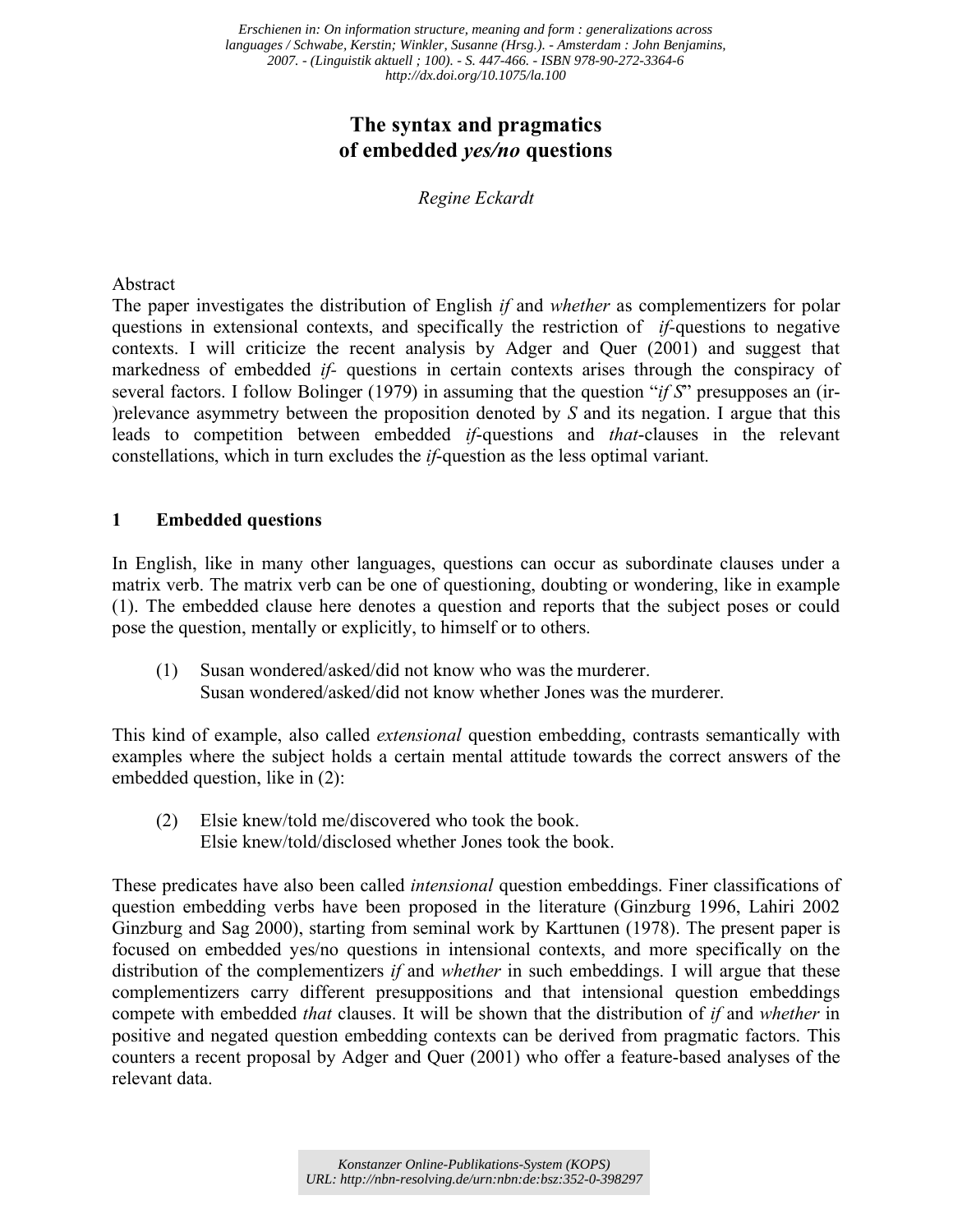*Erschienen in: On information structure, meaning and form : generalizations across languages / Schwabe, Kerstin; Winkler, Susanne (Hrsg.). - Amsterdam : John Benjamins, 2007. - (Linguistik aktuell ; 100). - S. 447-466. - ISBN 978-90-272-3364-6*
*http://dx.doi.org/10.1075/la.100*

# The syntax and pragmatics of embedded *yes/no* questions

*Regine Eckardt*

Abstract

The paper investigates the distribution of English *if* and *whether* as complementizers for polar questions in extensional contexts, and specifically the restriction of *if*-questions to negative contexts. I will criticize the recent analysis by Adger and Quer (2001) and suggest that markedness of embedded *if*- questions in certain contexts arises through the conspiracy of several factors. I follow Bolinger (1979) in assuming that the question "*if S*" presupposes an (ir-)relevance asymmetry between the proposition denoted by *S* and its negation. I argue that this leads to competition between embedded *if*-questions and *that*-clauses in the relevant constellations, which in turn excludes the *if*-question as the less optimal variant.

## 1 Embedded questions

In English, like in many other languages, questions can occur as subordinate clauses under a matrix verb. The matrix verb can be one of questioning, doubting or wondering, like in example (1). The embedded clause here denotes a question and reports that the subject poses or could pose the question, mentally or explicitly, to himself or to others.

(1) Susan wondered/asked/did not know who was the murderer.
Susan wondered/asked/did not know whether Jones was the murderer.

This kind of example, also called *extensional* question embedding, contrasts semantically with examples where the subject holds a certain mental attitude towards the correct answers of the embedded question, like in (2):

(2) Elsie knew/told me/discovered who took the book.
Elsie knew/told/disclosed whether Jones took the book.

These predicates have also been called *intensional* question embeddings. Finer classifications of question embedding verbs have been proposed in the literature (Ginzburg 1996, Lahiri 2002 Ginzburg and Sag 2000), starting from seminal work by Karttunen (1978). The present paper is focused on embedded yes/no questions in intensional contexts, and more specifically on the distribution of the complementizers *if* and *whether* in such embeddings. I will argue that these complementizers carry different presuppositions and that intensional question embeddings compete with embedded *that* clauses. It will be shown that the distribution of *if* and *whether* in positive and negated question embedding contexts can be derived from pragmatic factors. This counters a recent proposal by Adger and Quer (2001) who offer a feature-based analyses of the relevant data.

Konstanzer Online-Publikations-System (KOPS)
URL: http://nbn-resolving.de/urn:nbn:de:bsz:352-0-398297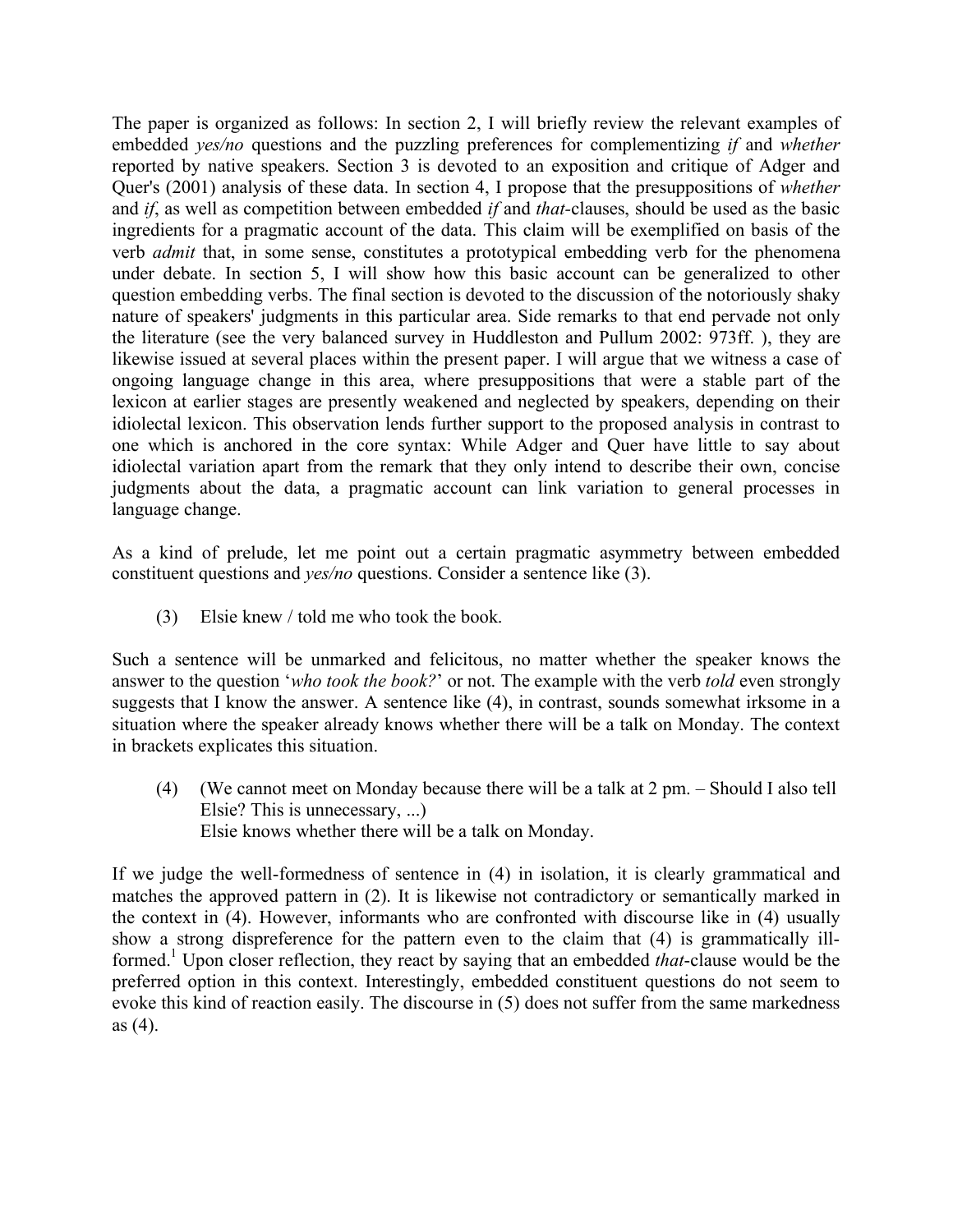The paper is organized as follows: In section 2, I will briefly review the relevant examples of embedded *yes/no* questions and the puzzling preferences for complementizing *if* and *whether* reported by native speakers. Section 3 is devoted to an exposition and critique of Adger and Quer's (2001) analysis of these data. In section 4, I propose that the presuppositions of *whether* and *if*, as well as competition between embedded *if* and *that*-clauses, should be used as the basic ingredients for a pragmatic account of the data. This claim will be exemplified on basis of the verb *admit* that, in some sense, constitutes a prototypical embedding verb for the phenomena under debate. In section 5, I will show how this basic account can be generalized to other question embedding verbs. The final section is devoted to the discussion of the notoriously shaky nature of speakers' judgments in this particular area. Side remarks to that end pervade not only the literature (see the very balanced survey in Huddleston and Pullum 2002: 973ff. ), they are likewise issued at several places within the present paper. I will argue that we witness a case of ongoing language change in this area, where presuppositions that were a stable part of the lexicon at earlier stages are presently weakened and neglected by speakers, depending on their idiolectal lexicon. This observation lends further support to the proposed analysis in contrast to one which is anchored in the core syntax: While Adger and Quer have little to say about idiolectal variation apart from the remark that they only intend to describe their own, concise judgments about the data, a pragmatic account can link variation to general processes in language change.

As a kind of prelude, let me point out a certain pragmatic asymmetry between embedded constituent questions and *yes/no* questions. Consider a sentence like (3).

(3) Elsie knew / told me who took the book.

Such a sentence will be unmarked and felicitous, no matter whether the speaker knows the answer to the question '*who took the book?*' or not. The example with the verb *told* even strongly suggests that I know the answer. A sentence like (4), in contrast, sounds somewhat irksome in a situation where the speaker already knows whether there will be a talk on Monday. The context in brackets explicates this situation.

(4) (We cannot meet on Monday because there will be a talk at 2 pm. – Should I also tell Elsie? This is unnecessary, ...)
Elsie knows whether there will be a talk on Monday.

If we judge the well-formedness of sentence in (4) in isolation, it is clearly grammatical and matches the approved pattern in (2). It is likewise not contradictory or semantically marked in the context in (4). However, informants who are confronted with discourse like in (4) usually show a strong dispreference for the pattern even to the claim that (4) is grammatically ill-formed.[1] Upon closer reflection, they react by saying that an embedded *that*-clause would be the preferred option in this context. Interestingly, embedded constituent questions do not seem to evoke this kind of reaction easily. The discourse in (5) does not suffer from the same markedness as (4).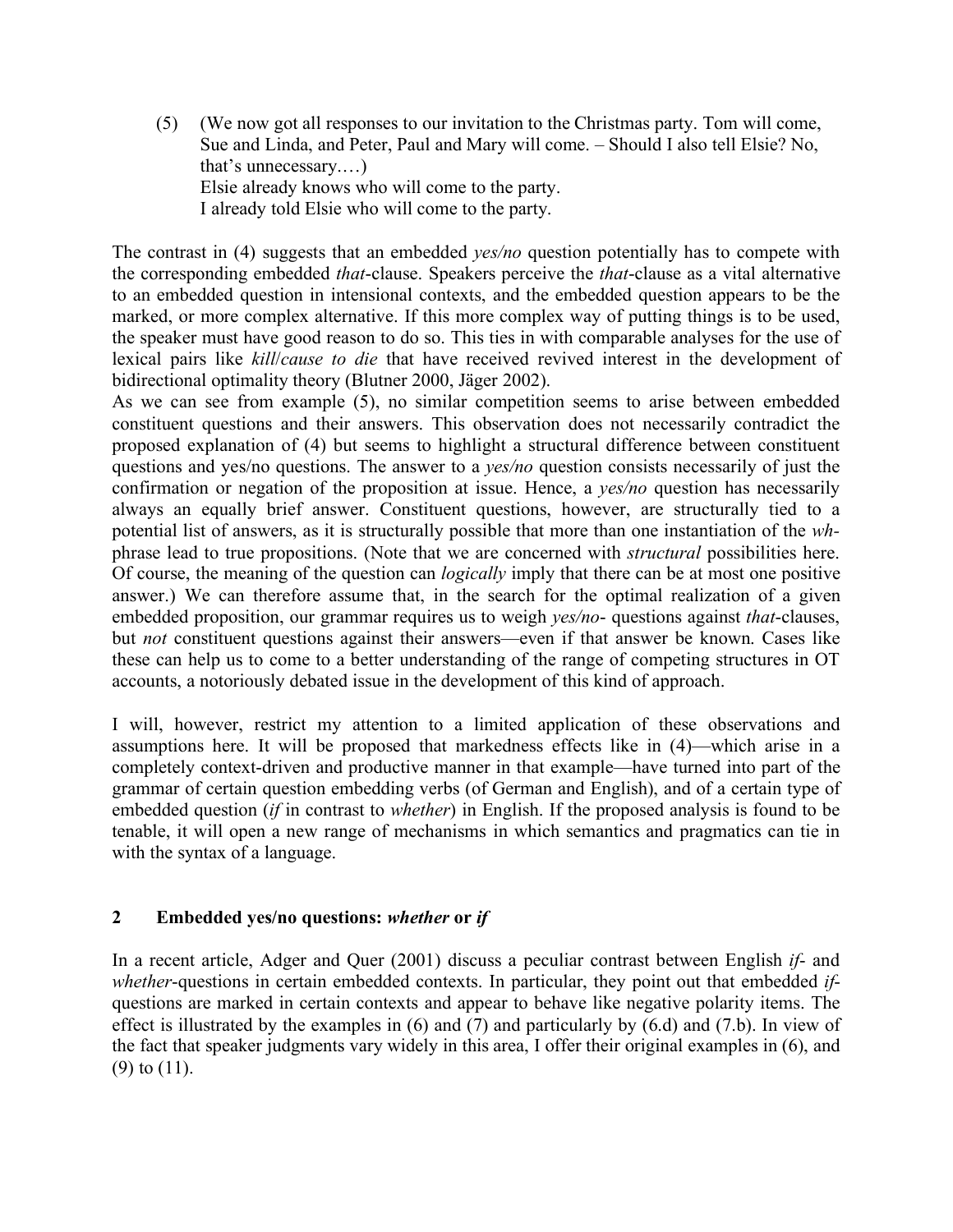(5) (We now got all responses to our invitation to the Christmas party. Tom will come, Sue and Linda, and Peter, Paul and Mary will come. – Should I also tell Elsie? No, that's unnecessary.…)
Elsie already knows who will come to the party.
I already told Elsie who will come to the party.

The contrast in (4) suggests that an embedded *yes/no* question potentially has to compete with the corresponding embedded *that*-clause. Speakers perceive the *that*-clause as a vital alternative to an embedded question in intensional contexts, and the embedded question appears to be the marked, or more complex alternative. If this more complex way of putting things is to be used, the speaker must have good reason to do so. This ties in with comparable analyses for the use of lexical pairs like *kill*/*cause to die* that have received revived interest in the development of bidirectional optimality theory (Blutner 2000, Jäger 2002).
As we can see from example (5), no similar competition seems to arise between embedded constituent questions and their answers. This observation does not necessarily contradict the proposed explanation of (4) but seems to highlight a structural difference between constituent questions and yes/no questions. The answer to a *yes/no* question consists necessarily of just the confirmation or negation of the proposition at issue. Hence, a *yes/no* question has necessarily always an equally brief answer. Constituent questions, however, are structurally tied to a potential list of answers, as it is structurally possible that more than one instantiation of the *wh*-phrase lead to true propositions. (Note that we are concerned with *structural* possibilities here. Of course, the meaning of the question can *logically* imply that there can be at most one positive answer.) We can therefore assume that, in the search for the optimal realization of a given embedded proposition, our grammar requires us to weigh *yes/no*- questions against *that*-clauses, but *not* constituent questions against their answers—even if that answer be known. Cases like these can help us to come to a better understanding of the range of competing structures in OT accounts, a notoriously debated issue in the development of this kind of approach.

I will, however, restrict my attention to a limited application of these observations and assumptions here. It will be proposed that markedness effects like in (4)—which arise in a completely context-driven and productive manner in that example—have turned into part of the grammar of certain question embedding verbs (of German and English), and of a certain type of embedded question (*if* in contrast to *whether*) in English. If the proposed analysis is found to be tenable, it will open a new range of mechanisms in which semantics and pragmatics can tie in with the syntax of a language.

## 2 Embedded yes/no questions: *whether* or *if*

In a recent article, Adger and Quer (2001) discuss a peculiar contrast between English *if*- and *whether*-questions in certain embedded contexts. In particular, they point out that embedded *if*-questions are marked in certain contexts and appear to behave like negative polarity items. The effect is illustrated by the examples in (6) and (7) and particularly by (6.d) and (7.b). In view of the fact that speaker judgments vary widely in this area, I offer their original examples in (6), and (9) to (11).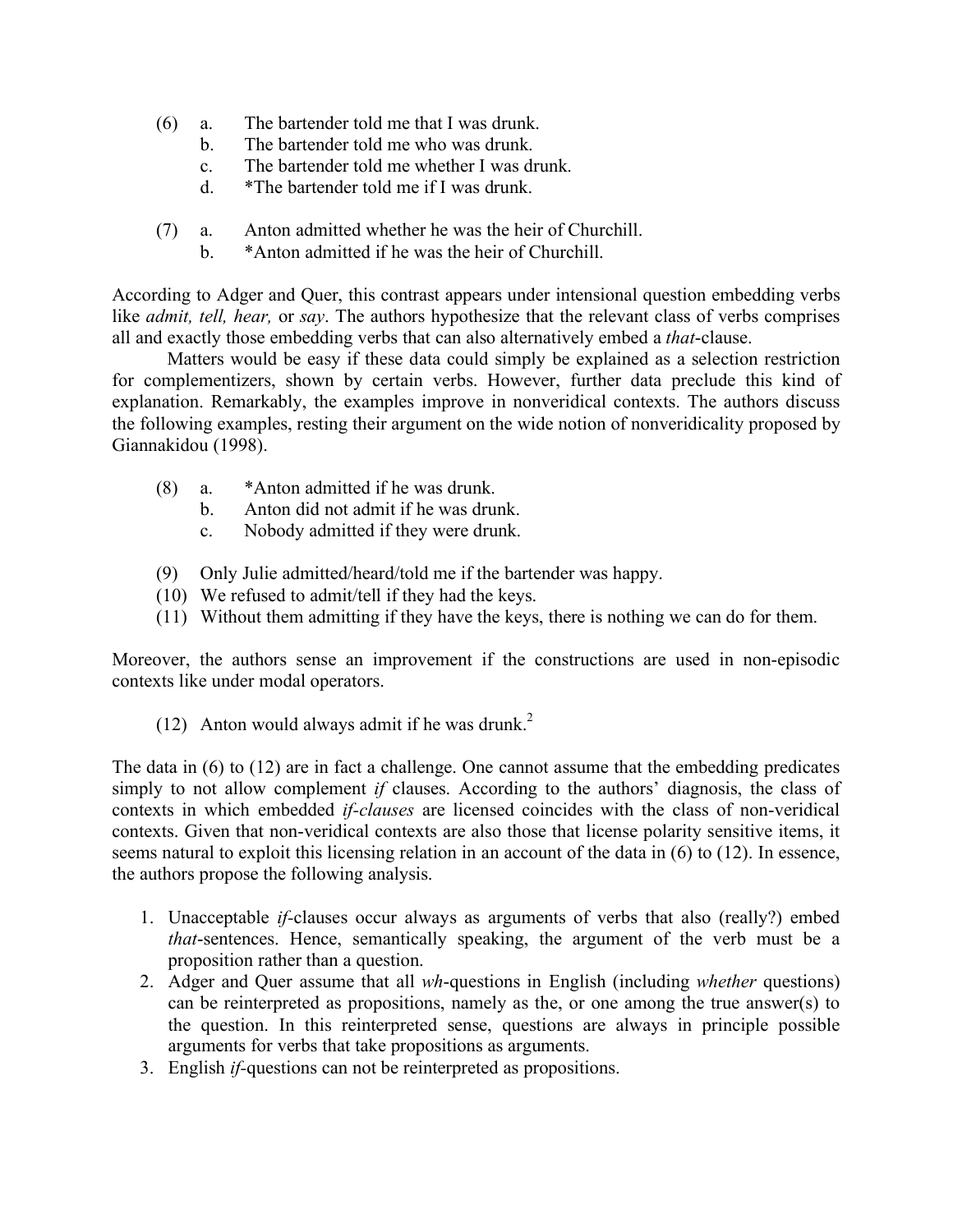(6) a. The bartender told me that I was drunk.
    b. The bartender told me who was drunk.
    c. The bartender told me whether I was drunk.
    d. *The bartender told me if I was drunk.

(7) a. Anton admitted whether he was the heir of Churchill.
    b. *Anton admitted if he was the heir of Churchill.

According to Adger and Quer, this contrast appears under intensional question embedding verbs like *admit, tell, hear,* or *say*. The authors hypothesize that the relevant class of verbs comprises all and exactly those embedding verbs that can also alternatively embed a *that*-clause.

Matters would be easy if these data could simply be explained as a selection restriction for complementizers, shown by certain verbs. However, further data preclude this kind of explanation. Remarkably, the examples improve in nonveridical contexts. The authors discuss the following examples, resting their argument on the wide notion of nonveridicality proposed by Giannakidou (1998).

(8) a. *Anton admitted if he was drunk.
    b. Anton did not admit if he was drunk.
    c. Nobody admitted if they were drunk.

(9) Only Julie admitted/heard/told me if the bartender was happy.

(10) We refused to admit/tell if they had the keys.

(11) Without them admitting if they have the keys, there is nothing we can do for them.

Moreover, the authors sense an improvement if the constructions are used in non-episodic contexts like under modal operators.

(12) Anton would always admit if he was drunk.[2]

The data in (6) to (12) are in fact a challenge. One cannot assume that the embedding predicates simply to not allow complement *if* clauses. According to the authors' diagnosis, the class of contexts in which embedded *if-clauses* are licensed coincides with the class of non-veridical contexts. Given that non-veridical contexts are also those that license polarity sensitive items, it seems natural to exploit this licensing relation in an account of the data in (6) to (12). In essence, the authors propose the following analysis.

1. Unacceptable *if*-clauses occur always as arguments of verbs that also (really?) embed *that*-sentences. Hence, semantically speaking, the argument of the verb must be a proposition rather than a question.
2. Adger and Quer assume that all *wh*-questions in English (including *whether* questions) can be reinterpreted as propositions, namely as the, or one among the true answer(s) to the question. In this reinterpreted sense, questions are always in principle possible arguments for verbs that take propositions as arguments.
3. English *if*-questions can not be reinterpreted as propositions.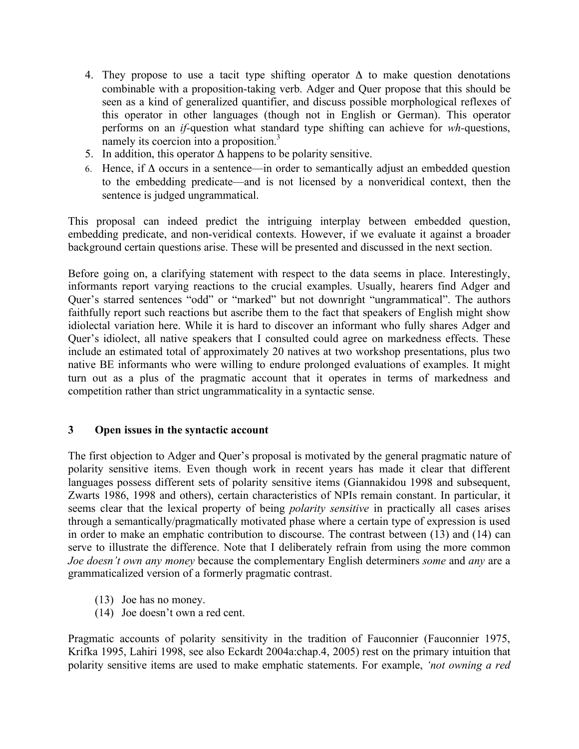4. They propose to use a tacit type shifting operator $\Delta$ to make question denotations combinable with a proposition-taking verb. Adger and Quer propose that this should be seen as a kind of generalized quantifier, and discuss possible morphological reflexes of this operator in other languages (though not in English or German). This operator performs on an *if*-question what standard type shifting can achieve for *wh*-questions, namely its coercion into a proposition.[3]
5. In addition, this operator $\Delta$ happens to be polarity sensitive.
6. Hence, if $\Delta$ occurs in a sentence—in order to semantically adjust an embedded question to the embedding predicate—and is not licensed by a nonveridical context, then the sentence is judged ungrammatical.

This proposal can indeed predict the intriguing interplay between embedded question, embedding predicate, and non-veridical contexts. However, if we evaluate it against a broader background certain questions arise. These will be presented and discussed in the next section.

Before going on, a clarifying statement with respect to the data seems in place. Interestingly, informants report varying reactions to the crucial examples. Usually, hearers find Adger and Quer's starred sentences "odd" or "marked" but not downright "ungrammatical". The authors faithfully report such reactions but ascribe them to the fact that speakers of English might show idiolectal variation here. While it is hard to discover an informant who fully shares Adger and Quer's idiolect, all native speakers that I consulted could agree on markedness effects. These include an estimated total of approximately 20 natives at two workshop presentations, plus two native BE informants who were willing to endure prolonged evaluations of examples. It might turn out as a plus of the pragmatic account that it operates in terms of markedness and competition rather than strict ungrammaticality in a syntactic sense.

## 3 Open issues in the syntactic account

The first objection to Adger and Quer's proposal is motivated by the general pragmatic nature of polarity sensitive items. Even though work in recent years has made it clear that different languages possess different sets of polarity sensitive items (Giannakidou 1998 and subsequent, Zwarts 1986, 1998 and others), certain characteristics of NPIs remain constant. In particular, it seems clear that the lexical property of being *polarity sensitive* in practically all cases arises through a semantically/pragmatically motivated phase where a certain type of expression is used in order to make an emphatic contribution to discourse. The contrast between (13) and (14) can serve to illustrate the difference. Note that I deliberately refrain from using the more common *Joe doesn't own any money* because the complementary English determiners *some* and *any* are a grammaticalized version of a formerly pragmatic contrast.

(13) Joe has no money.
(14) Joe doesn't own a red cent.

Pragmatic accounts of polarity sensitivity in the tradition of Fauconnier (Fauconnier 1975, Krifka 1995, Lahiri 1998, see also Eckardt 2004a:chap.4, 2005) rest on the primary intuition that polarity sensitive items are used to make emphatic statements. For example, *'not owning a red*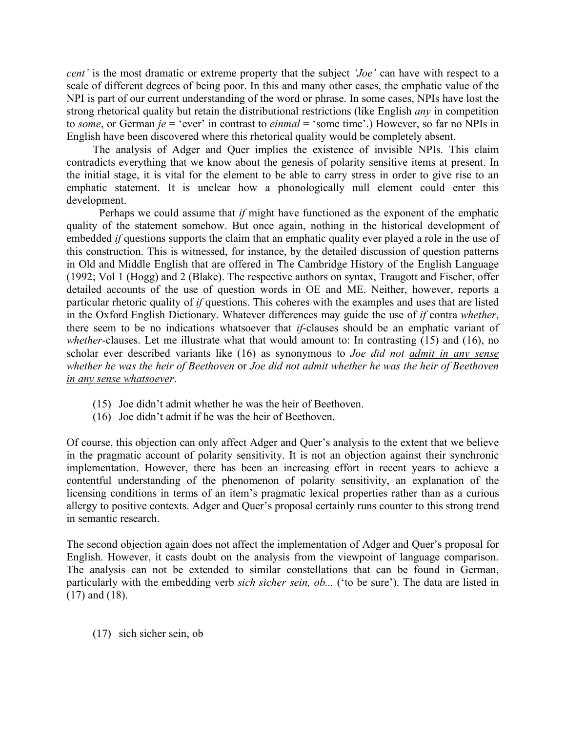*cent'* is the most dramatic or extreme property that the subject *'Joe'* can have with respect to a scale of different degrees of being poor. In this and many other cases, the emphatic value of the NPI is part of our current understanding of the word or phrase. In some cases, NPIs have lost the strong rhetorical quality but retain the distributional restrictions (like English *any* in competition to *some*, or German *je* = 'ever' in contrast to *einmal* = 'some time'.) However, so far no NPIs in English have been discovered where this rhetorical quality would be completely absent.

The analysis of Adger and Quer implies the existence of invisible NPIs. This claim contradicts everything that we know about the genesis of polarity sensitive items at present. In the initial stage, it is vital for the element to be able to carry stress in order to give rise to an emphatic statement. It is unclear how a phonologically null element could enter this development.

Perhaps we could assume that *if* might have functioned as the exponent of the emphatic quality of the statement somehow. But once again, nothing in the historical development of embedded *if* questions supports the claim that an emphatic quality ever played a role in the use of this construction. This is witnessed, for instance, by the detailed discussion of question patterns in Old and Middle English that are offered in The Cambridge History of the English Language (1992; Vol 1 (Hogg) and 2 (Blake). The respective authors on syntax, Traugott and Fischer, offer detailed accounts of the use of question words in OE and ME. Neither, however, reports a particular rhetoric quality of *if* questions. This coheres with the examples and uses that are listed in the Oxford English Dictionary. Whatever differences may guide the use of *if* contra *whether*, there seem to be no indications whatsoever that *if*-clauses should be an emphatic variant of *whether*-clauses. Let me illustrate what that would amount to: In contrasting (15) and (16), no scholar ever described variants like (16) as synonymous to *Joe did not <u>admit in any sense</u> whether he was the heir of Beethoven* or *Joe did not admit whether he was the heir of Beethoven <u>in any sense whatsoever</u>*.

(15) Joe didn't admit whether he was the heir of Beethoven.
(16) Joe didn't admit if he was the heir of Beethoven.

Of course, this objection can only affect Adger and Quer's analysis to the extent that we believe in the pragmatic account of polarity sensitivity. It is not an objection against their synchronic implementation. However, there has been an increasing effort in recent years to achieve a contentful understanding of the phenomenon of polarity sensitivity, an explanation of the licensing conditions in terms of an item's pragmatic lexical properties rather than as a curious allergy to positive contexts. Adger and Quer's proposal certainly runs counter to this strong trend in semantic research.

The second objection again does not affect the implementation of Adger and Quer's proposal for English. However, it casts doubt on the analysis from the viewpoint of language comparison. The analysis can not be extended to similar constellations that can be found in German, particularly with the embedding verb *sich sicher sein, ob...* ('to be sure'). The data are listed in (17) and (18).

(17) sich sicher sein, ob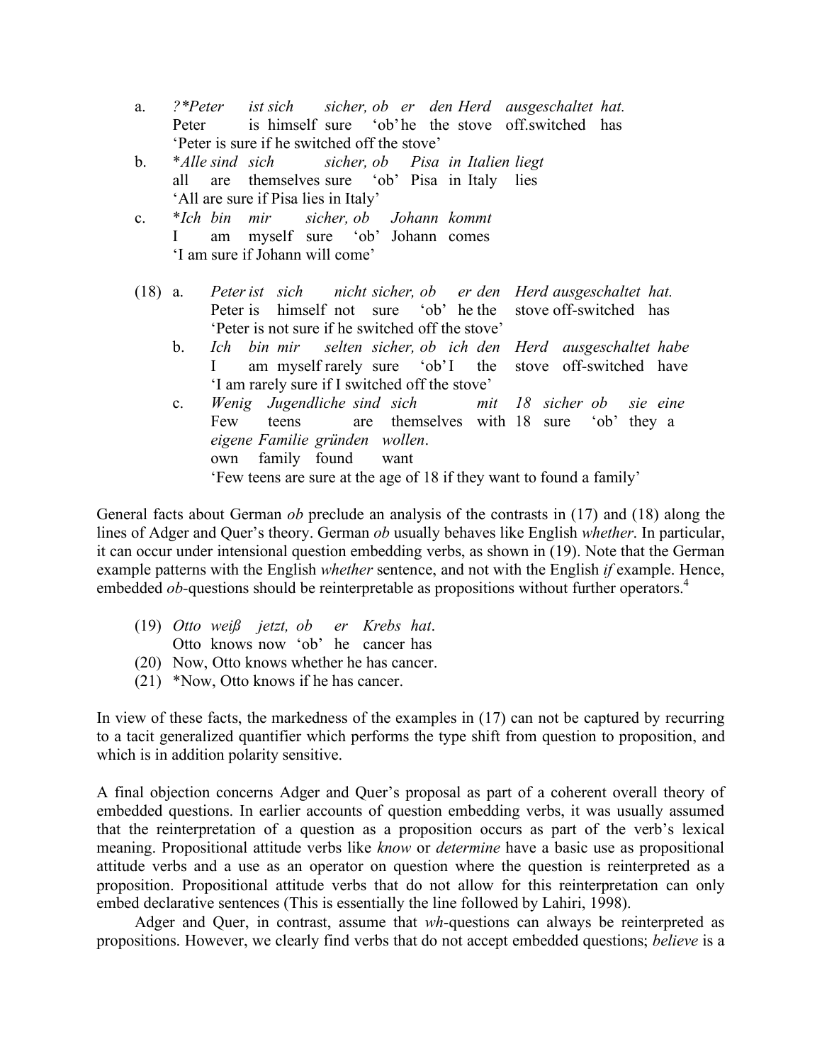a. *?\*Peter ist sich sicher, ob er den Herd ausgeschaltet hat.*
   Peter is himself sure 'ob' he the stove off.switched has
   'Peter is sure if he switched off the stove'

b. \*Alle sind sich sicher, ob Pisa in Italien liegt
   all are themselves sure 'ob' Pisa in Italy lies
   'All are sure if Pisa lies in Italy'

c. \*Ich bin mir sicher, ob Johann kommt
   I am myself sure 'ob' Johann comes
   'I am sure if Johann will come'

(18) a. *Peter ist sich nicht sicher, ob er den Herd ausgeschaltet hat.*
   Peter is himself not sure 'ob' he the stove off-switched has
   'Peter is not sure if he switched off the stove'

b. *Ich bin mir selten sicher, ob ich den Herd ausgeschaltet habe*
   I am myself rarely sure 'ob' I the stove off-switched have
   'I am rarely sure if I switched off the stove'

c. *Wenig Jugendliche sind sich mit 18 sicher ob sie eine eigene Familie gründen wollen.*
   Few teens are themselves with 18 sure 'ob' they a own family found want
   'Few teens are sure at the age of 18 if they want to found a family'

General facts about German *ob* preclude an analysis of the contrasts in (17) and (18) along the lines of Adger and Quer's theory. German *ob* usually behaves like English *whether*. In particular, it can occur under intensional question embedding verbs, as shown in (19). Note that the German example patterns with the English *whether* sentence, and not with the English *if* example. Hence, embedded *ob*-questions should be reinterpretable as propositions without further operators.[4]

(19) *Otto weiß jetzt, ob er Krebs hat.*
   Otto knows now 'ob' he cancer has

(20) Now, Otto knows whether he has cancer.

(21) \*Now, Otto knows if he has cancer.

In view of these facts, the markedness of the examples in (17) can not be captured by recurring to a tacit generalized quantifier which performs the type shift from question to proposition, and which is in addition polarity sensitive.

A final objection concerns Adger and Quer's proposal as part of a coherent overall theory of embedded questions. In earlier accounts of question embedding verbs, it was usually assumed that the reinterpretation of a question as a proposition occurs as part of the verb's lexical meaning. Propositional attitude verbs like *know* or *determine* have a basic use as propositional attitude verbs and a use as an operator on question where the question is reinterpreted as a proposition. Propositional attitude verbs that do not allow for this reinterpretation can only embed declarative sentences (This is essentially the line followed by Lahiri, 1998).

Adger and Quer, in contrast, assume that *wh*-questions can always be reinterpreted as propositions. However, we clearly find verbs that do not accept embedded questions; *believe* is a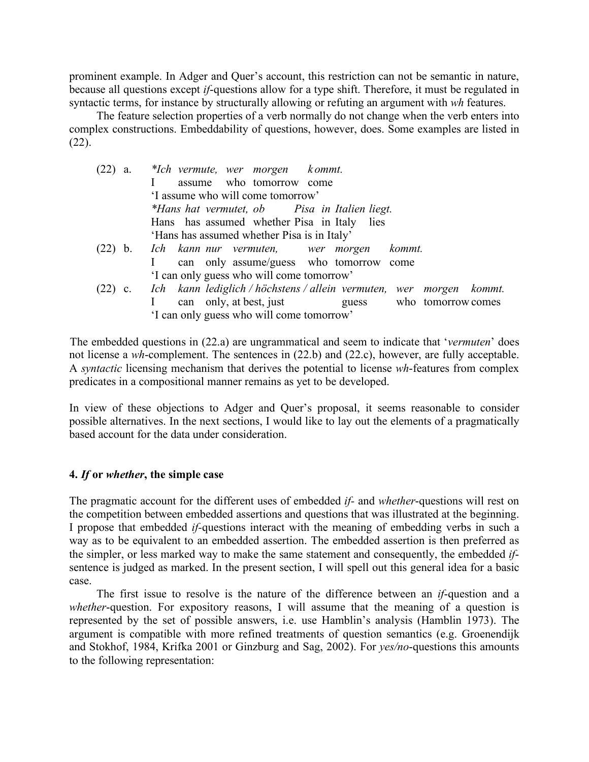prominent example. In Adger and Quer's account, this restriction can not be semantic in nature, because all questions except *if*-questions allow for a type shift. Therefore, it must be regulated in syntactic terms, for instance by structurally allowing or refuting an argument with *wh* features.

The feature selection properties of a verb normally do not change when the verb enters into complex constructions. Embeddability of questions, however, does. Some examples are listed in (22).

(22) a. *\*Ich vermute, wer morgen kommt.*
I assume who tomorrow come
'I assume who will come tomorrow'
*\*Hans hat vermutet, ob Pisa in Italien liegt.*
Hans has assumed whether Pisa in Italy lies
'Hans has assumed whether Pisa is in Italy'

(22) b. *Ich kann nur vermuten, wer morgen kommt.*
I can only assume/guess who tomorrow come
'I can only guess who will come tomorrow'

(22) c. *Ich kann lediglich / höchstens / allein vermuten, wer morgen kommt.*
I can only, at best, just guess who tomorrow comes
'I can only guess who will come tomorrow'

The embedded questions in (22.a) are ungrammatical and seem to indicate that '*vermuten*' does not license a *wh*-complement. The sentences in (22.b) and (22.c), however, are fully acceptable. A *syntactic* licensing mechanism that derives the potential to license *wh*-features from complex predicates in a compositional manner remains as yet to be developed.

In view of these objections to Adger and Quer's proposal, it seems reasonable to consider possible alternatives. In the next sections, I would like to lay out the elements of a pragmatically based account for the data under consideration.

## 4. *If* or *whether*, the simple case

The pragmatic account for the different uses of embedded *if*- and *whether*-questions will rest on the competition between embedded assertions and questions that was illustrated at the beginning. I propose that embedded *if*-questions interact with the meaning of embedding verbs in such a way as to be equivalent to an embedded assertion. The embedded assertion is then preferred as the simpler, or less marked way to make the same statement and consequently, the embedded *if*-sentence is judged as marked. In the present section, I will spell out this general idea for a basic case.

The first issue to resolve is the nature of the difference between an *if*-question and a *whether*-question. For expository reasons, I will assume that the meaning of a question is represented by the set of possible answers, i.e. use Hamblin's analysis (Hamblin 1973). The argument is compatible with more refined treatments of question semantics (e.g. Groenendijk and Stokhof, 1984, Krifka 2001 or Ginzburg and Sag, 2002). For *yes/no*-questions this amounts to the following representation: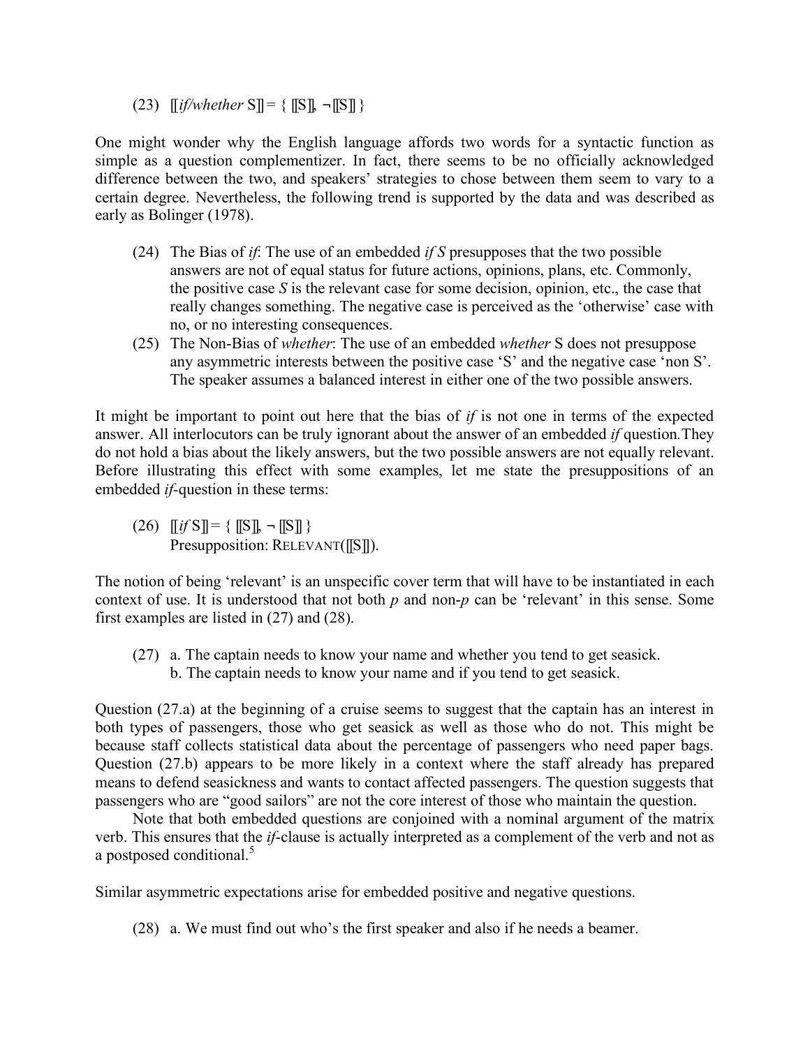(23) $[\![$*if/whether* S$]\!] = \{ [\![S]\!], \neg[\![S]\!] \}$

One might wonder why the English language affords two words for a syntactic function as simple as a question complementizer. In fact, there seems to be no officially acknowledged difference between the two, and speakers' strategies to chose between them seem to vary to a certain degree. Nevertheless, the following trend is supported by the data and was described as early as Bolinger (1978).

(24) The Bias of *if*: The use of an embedded *if S* presupposes that the two possible answers are not of equal status for future actions, opinions, plans, etc. Commonly, the positive case *S* is the relevant case for some decision, opinion, etc., the case that really changes something. The negative case is perceived as the 'otherwise' case with no, or no interesting consequences.

(25) The Non-Bias of *whether*: The use of an embedded *whether* S does not presuppose any asymmetric interests between the positive case 'S' and the negative case 'non S'. The speaker assumes a balanced interest in either one of the two possible answers.

It might be important to point out here that the bias of *if* is not one in terms of the expected answer. All interlocutors can be truly ignorant about the answer of an embedded *if* question. They do not hold a bias about the likely answers, but the two possible answers are not equally relevant. Before illustrating this effect with some examples, let me state the presuppositions of an embedded *if*-question in these terms:

(26) $[\![$*if* S$]\!] = \{ [\![S]\!], \neg [\![S]\!] \}$
Presupposition: RELEVANT($[\![S]\!]$).

The notion of being 'relevant' is an unspecific cover term that will have to be instantiated in each context of use. It is understood that not both *p* and non-*p* can be 'relevant' in this sense. Some first examples are listed in (27) and (28).

(27) a. The captain needs to know your name and whether you tend to get seasick.
b. The captain needs to know your name and if you tend to get seasick.

Question (27.a) at the beginning of a cruise seems to suggest that the captain has an interest in both types of passengers, those who get seasick as well as those who do not. This might be because staff collects statistical data about the percentage of passengers who need paper bags. Question (27.b) appears to be more likely in a context where the staff already has prepared means to defend seasickness and wants to contact affected passengers. The question suggests that passengers who are "good sailors" are not the core interest of those who maintain the question.

Note that both embedded questions are conjoined with a nominal argument of the matrix verb. This ensures that the *if*-clause is actually interpreted as a complement of the verb and not as a postposed conditional.[5]

Similar asymmetric expectations arise for embedded positive and negative questions.

(28) a. We must find out who's the first speaker and also if he needs a beamer.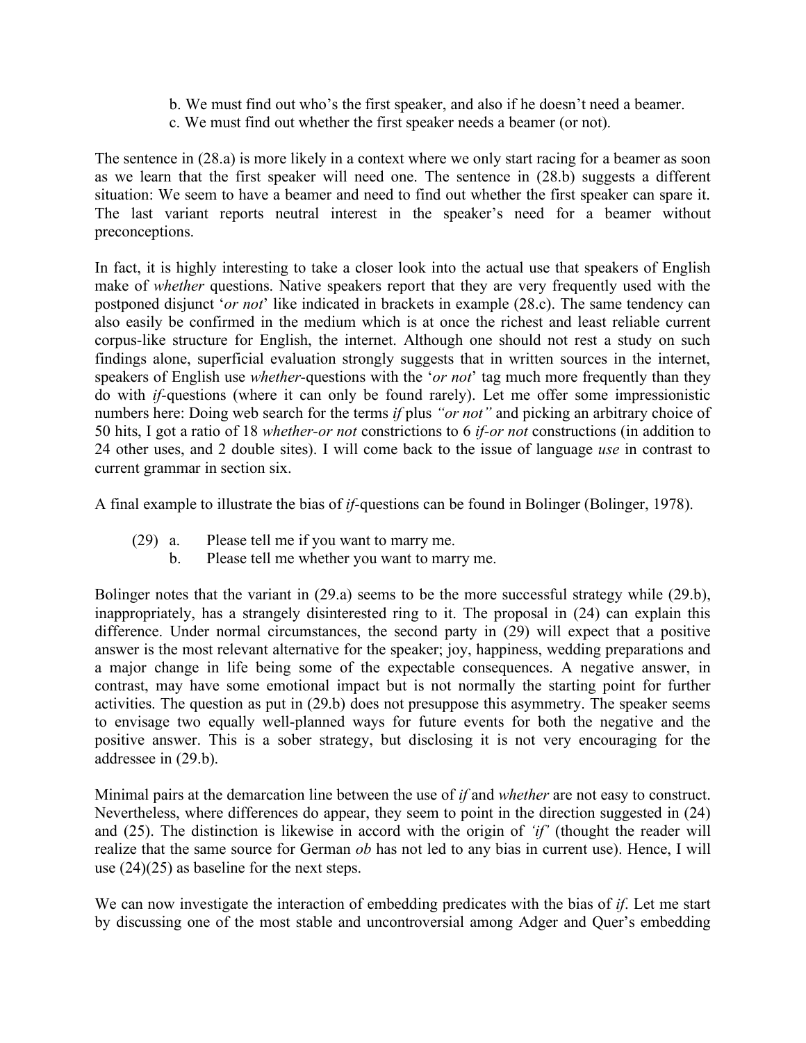b. We must find out who's the first speaker, and also if he doesn't need a beamer.
c. We must find out whether the first speaker needs a beamer (or not).

The sentence in (28.a) is more likely in a context where we only start racing for a beamer as soon as we learn that the first speaker will need one. The sentence in (28.b) suggests a different situation: We seem to have a beamer and need to find out whether the first speaker can spare it. The last variant reports neutral interest in the speaker's need for a beamer without preconceptions.

In fact, it is highly interesting to take a closer look into the actual use that speakers of English make of *whether* questions. Native speakers report that they are very frequently used with the postponed disjunct '*or not*' like indicated in brackets in example (28.c). The same tendency can also easily be confirmed in the medium which is at once the richest and least reliable current corpus-like structure for English, the internet. Although one should not rest a study on such findings alone, superficial evaluation strongly suggests that in written sources in the internet, speakers of English use *whether*-questions with the '*or not*' tag much more frequently than they do with *if*-questions (where it can only be found rarely). Let me offer some impressionistic numbers here: Doing web search for the terms *if* plus *"or not"* and picking an arbitrary choice of 50 hits, I got a ratio of 18 *whether-or not* constrictions to 6 *if-or not* constructions (in addition to 24 other uses, and 2 double sites). I will come back to the issue of language *use* in contrast to current grammar in section six.

A final example to illustrate the bias of *if*-questions can be found in Bolinger (Bolinger, 1978).

(29) a. Please tell me if you want to marry me.
b. Please tell me whether you want to marry me.

Bolinger notes that the variant in (29.a) seems to be the more successful strategy while (29.b), inappropriately, has a strangely disinterested ring to it. The proposal in (24) can explain this difference. Under normal circumstances, the second party in (29) will expect that a positive answer is the most relevant alternative for the speaker; joy, happiness, wedding preparations and a major change in life being some of the expectable consequences. A negative answer, in contrast, may have some emotional impact but is not normally the starting point for further activities. The question as put in (29.b) does not presuppose this asymmetry. The speaker seems to envisage two equally well-planned ways for future events for both the negative and the positive answer. This is a sober strategy, but disclosing it is not very encouraging for the addressee in (29.b).

Minimal pairs at the demarcation line between the use of *if* and *whether* are not easy to construct. Nevertheless, where differences do appear, they seem to point in the direction suggested in (24) and (25). The distinction is likewise in accord with the origin of *'if'* (thought the reader will realize that the same source for German *ob* has not led to any bias in current use). Hence, I will use (24)(25) as baseline for the next steps.

We can now investigate the interaction of embedding predicates with the bias of *if*. Let me start by discussing one of the most stable and uncontroversial among Adger and Quer's embedding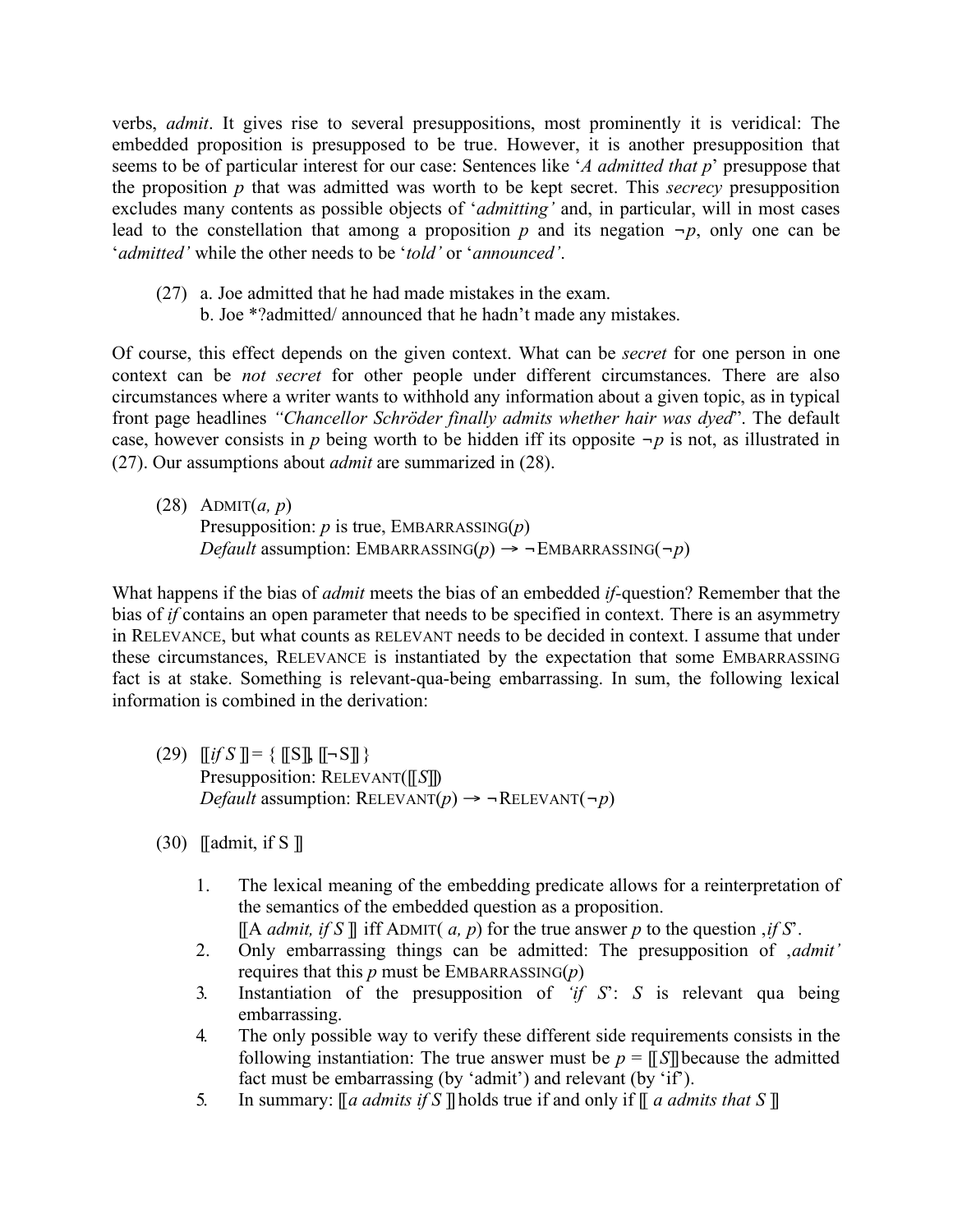verbs, *admit*. It gives rise to several presuppositions, most prominently it is veridical: The embedded proposition is presupposed to be true. However, it is another presupposition that seems to be of particular interest for our case: Sentences like '*A admitted that p*' presuppose that the proposition $p$ that was admitted was worth to be kept secret. This *secrecy* presupposition excludes many contents as possible objects of '*admitting'* and, in particular, will in most cases lead to the constellation that among a proposition $p$ and its negation $\neg p$, only one can be '*admitted'* while the other needs to be '*told'* or '*announced'*.

(27) a. Joe admitted that he had made mistakes in the exam.
b. Joe *?admitted/ announced that he hadn't made any mistakes.

Of course, this effect depends on the given context. What can be *secret* for one person in one context can be *not secret* for other people under different circumstances. There are also circumstances where a writer wants to withhold any information about a given topic, as in typical front page headlines *"Chancellor Schröder finally admits whether hair was dyed*". The default case, however consists in $p$ being worth to be hidden iff its opposite $\neg p$ is not, as illustrated in (27). Our assumptions about *admit* are summarized in (28).

(28) ADMIT($a, p$)
Presupposition: $p$ is true, EMBARRASSING($p$)
*Default* assumption: EMBARRASSING($p$) → ¬EMBARRASSING($\neg p$)

What happens if the bias of *admit* meets the bias of an embedded *if*-question? Remember that the bias of *if* contains an open parameter that needs to be specified in context. There is an asymmetry in RELEVANCE, but what counts as RELEVANT needs to be decided in context. I assume that under these circumstances, RELEVANCE is instantiated by the expectation that some EMBARRASSING fact is at stake. Something is relevant-qua-being embarrassing. In sum, the following lexical information is combined in the derivation:

(29) ⟦*if S* ⟧ = { ⟦S⟧, ⟦¬S⟧ }
Presupposition: RELEVANT(⟦*S*⟧)
*Default* assumption: RELEVANT($p$) → ¬RELEVANT($\neg p$)

(30) ⟦admit, if S ⟧

1. The lexical meaning of the embedding predicate allows for a reinterpretation of the semantics of the embedded question as a proposition.
   ⟦A *admit, if S* ⟧ iff ADMIT( $a, p$) for the true answer $p$ to the question ‚*if S*'.
2. Only embarrassing things can be admitted: The presupposition of ‚*admit'* requires that this $p$ must be EMBARRASSING($p$)
3. Instantiation of the presupposition of *'if S*': $S$ is relevant qua being embarrassing.
4. The only possible way to verify these different side requirements consists in the following instantiation: The true answer must be $p$ = ⟦*S*⟧ because the admitted fact must be embarrassing (by 'admit') and relevant (by 'if').
5. In summary: ⟦*a admits if S* ⟧ holds true if and only if ⟦ *a admits that S* ⟧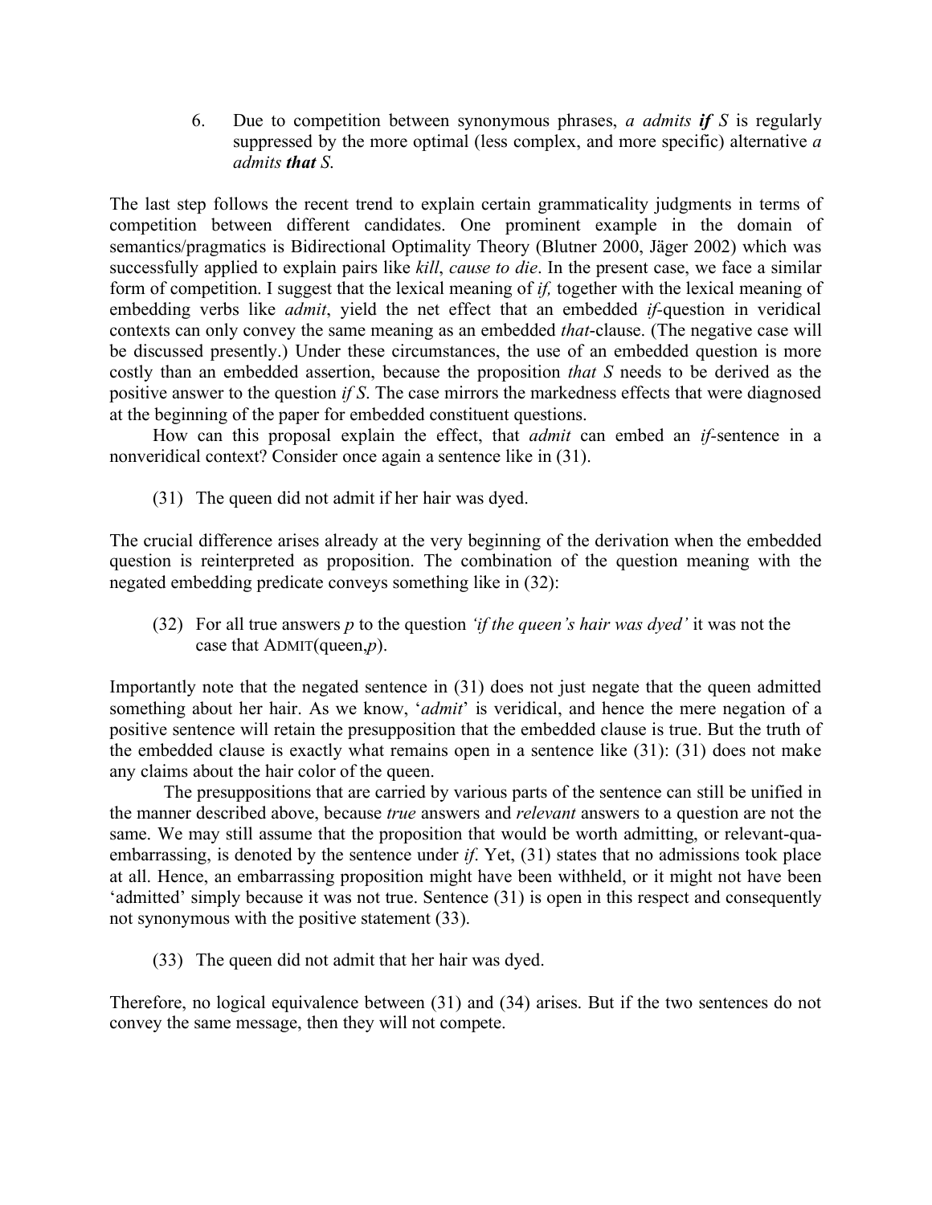6. Due to competition between synonymous phrases, *a admits **if** S* is regularly suppressed by the more optimal (less complex, and more specific) alternative *a admits **that** S*.

The last step follows the recent trend to explain certain grammaticality judgments in terms of competition between different candidates. One prominent example in the domain of semantics/pragmatics is Bidirectional Optimality Theory (Blutner 2000, Jäger 2002) which was successfully applied to explain pairs like *kill*, *cause to die*. In the present case, we face a similar form of competition. I suggest that the lexical meaning of *if,* together with the lexical meaning of embedding verbs like *admit*, yield the net effect that an embedded *if*-question in veridical contexts can only convey the same meaning as an embedded *that*-clause. (The negative case will be discussed presently.) Under these circumstances, the use of an embedded question is more costly than an embedded assertion, because the proposition *that S* needs to be derived as the positive answer to the question *if S*. The case mirrors the markedness effects that were diagnosed at the beginning of the paper for embedded constituent questions.

How can this proposal explain the effect, that *admit* can embed an *if*-sentence in a nonveridical context? Consider once again a sentence like in (31).

(31) The queen did not admit if her hair was dyed.

The crucial difference arises already at the very beginning of the derivation when the embedded question is reinterpreted as proposition. The combination of the question meaning with the negated embedding predicate conveys something like in (32):

(32) For all true answers *p* to the question *'if the queen's hair was dyed'* it was not the case that ADMIT(queen,*p*).

Importantly note that the negated sentence in (31) does not just negate that the queen admitted something about her hair. As we know, '*admit*' is veridical, and hence the mere negation of a positive sentence will retain the presupposition that the embedded clause is true. But the truth of the embedded clause is exactly what remains open in a sentence like (31): (31) does not make any claims about the hair color of the queen.

The presuppositions that are carried by various parts of the sentence can still be unified in the manner described above, because *true* answers and *relevant* answers to a question are not the same. We may still assume that the proposition that would be worth admitting, or relevant-qua-embarrassing, is denoted by the sentence under *if*. Yet, (31) states that no admissions took place at all. Hence, an embarrassing proposition might have been withheld, or it might not have been 'admitted' simply because it was not true. Sentence (31) is open in this respect and consequently not synonymous with the positive statement (33).

(33) The queen did not admit that her hair was dyed.

Therefore, no logical equivalence between (31) and (34) arises. But if the two sentences do not convey the same message, then they will not compete.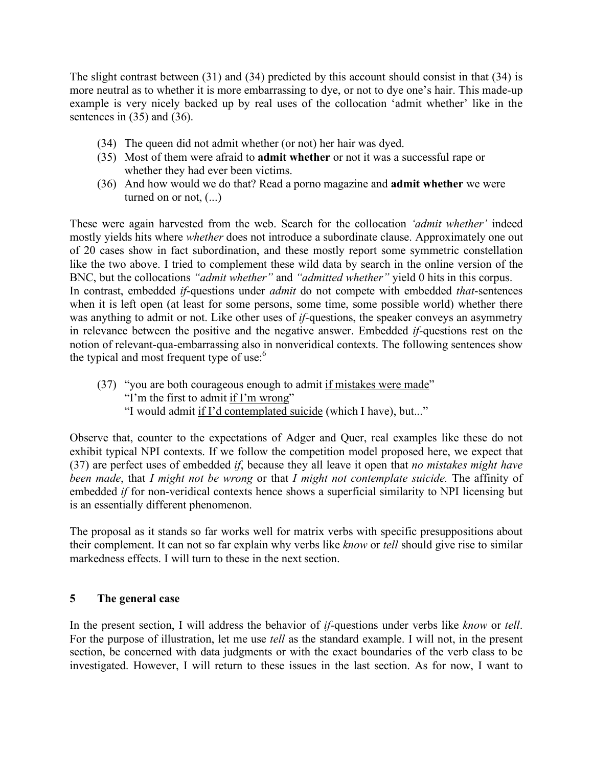The slight contrast between (31) and (34) predicted by this account should consist in that (34) is more neutral as to whether it is more embarrassing to dye, or not to dye one's hair. This made-up example is very nicely backed up by real uses of the collocation 'admit whether' like in the sentences in (35) and (36).

(34) The queen did not admit whether (or not) her hair was dyed.
(35) Most of them were afraid to **admit whether** or not it was a successful rape or whether they had ever been victims.
(36) And how would we do that? Read a porno magazine and **admit whether** we were turned on or not, (...)

These were again harvested from the web. Search for the collocation *'admit whether'* indeed mostly yields hits where *whether* does not introduce a subordinate clause. Approximately one out of 20 cases show in fact subordination, and these mostly report some symmetric constellation like the two above. I tried to complement these wild data by search in the online version of the BNC, but the collocations *"admit whether"* and *"admitted whether"* yield 0 hits in this corpus.
In contrast, embedded *if*-questions under *admit* do not compete with embedded *that*-sentences when it is left open (at least for some persons, some time, some possible world) whether there was anything to admit or not. Like other uses of *if*-questions, the speaker conveys an asymmetry in relevance between the positive and the negative answer. Embedded *if*-questions rest on the notion of relevant-qua-embarrassing also in nonveridical contexts. The following sentences show the typical and most frequent type of use:[6]

(37) "you are both courageous enough to admit <u>if mistakes were made</u>"
"I'm the first to admit <u>if I'm wrong</u>"
"I would admit <u>if I'd contemplated suicide</u> (which I have), but..."

Observe that, counter to the expectations of Adger and Quer, real examples like these do not exhibit typical NPI contexts. If we follow the competition model proposed here, we expect that (37) are perfect uses of embedded *if*, because they all leave it open that *no mistakes might have been made*, that *I might not be wrong* or that *I might not contemplate suicide.* The affinity of embedded *if* for non-veridical contexts hence shows a superficial similarity to NPI licensing but is an essentially different phenomenon.

The proposal as it stands so far works well for matrix verbs with specific presuppositions about their complement. It can not so far explain why verbs like *know* or *tell* should give rise to similar markedness effects. I will turn to these in the next section.

## 5 The general case

In the present section, I will address the behavior of *if*-questions under verbs like *know* or *tell*. For the purpose of illustration, let me use *tell* as the standard example. I will not, in the present section, be concerned with data judgments or with the exact boundaries of the verb class to be investigated. However, I will return to these issues in the last section. As for now, I want to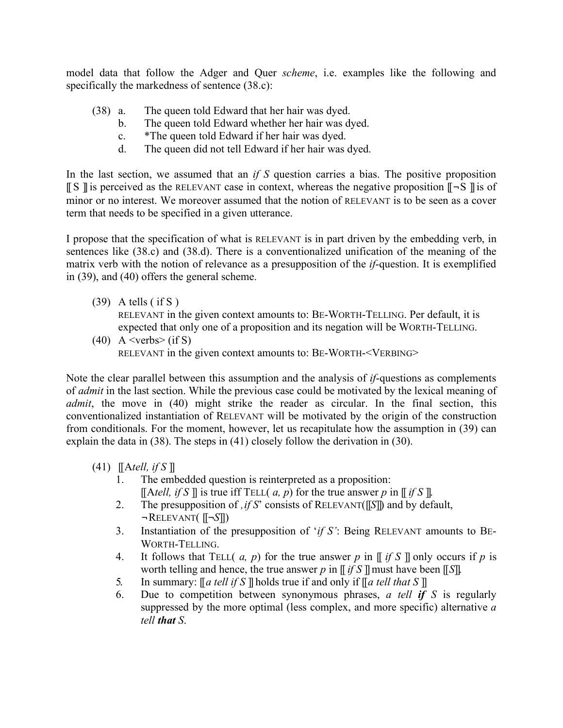model data that follow the Adger and Quer *scheme*, i.e. examples like the following and specifically the markedness of sentence (38.c):

(38) a. The queen told Edward that her hair was dyed.
 b. The queen told Edward whether her hair was dyed.
 c. *The queen told Edward if her hair was dyed.
 d. The queen did not tell Edward if her hair was dyed.

In the last section, we assumed that an *if S* question carries a bias. The positive proposition ⟦ S ⟧ is perceived as the RELEVANT case in context, whereas the negative proposition ⟦¬S ⟧ is of minor or no interest. We moreover assumed that the notion of RELEVANT is to be seen as a cover term that needs to be specified in a given utterance.

I propose that the specification of what is RELEVANT is in part driven by the embedding verb, in sentences like (38.c) and (38.d). There is a conventionalized unification of the meaning of the matrix verb with the notion of relevance as a presupposition of the *if*-question. It is exemplified in (39), and (40) offers the general scheme.

(39) A tells ( if S )
 RELEVANT in the given context amounts to: BE-WORTH-TELLING. Per default, it is expected that only one of a proposition and its negation will be WORTH-TELLING.

(40) A <verbs> (if S)
 RELEVANT in the given context amounts to: BE-WORTH-<VERBING>

Note the clear parallel between this assumption and the analysis of *if*-questions as complements of *admit* in the last section. While the previous case could be motivated by the lexical meaning of *admit*, the move in (40) might strike the reader as circular. In the final section, this conventionalized instantiation of RELEVANT will be motivated by the origin of the construction from conditionals. For the moment, however, let us recapitulate how the assumption in (39) can explain the data in (38). The steps in (41) closely follow the derivation in (30).

(41) ⟦A*tell, if S* ⟧
 1. The embedded question is reinterpreted as a proposition:
 ⟦A*tell, if S* ⟧ is true iff TELL( *a, p*) for the true answer *p* in ⟦ *if S* ⟧.
 2. The presupposition of *, if S*' consists of RELEVANT(⟦*S*⟧) and by default, ¬RELEVANT( ⟦¬*S*⟧)
 3. Instantiation of the presupposition of '*if S'*: Being RELEVANT amounts to BE-WORTH-TELLING.
 4. It follows that TELL( *a, p*) for the true answer *p* in ⟦ *if S* ⟧ only occurs if *p* is worth telling and hence, the true answer *p* in ⟦ *if S* ⟧ must have been ⟦*S*⟧.
 5. In summary: ⟦*a tell if S* ⟧ holds true if and only if ⟦*a tell that S* ⟧
 6. Due to competition between synonymous phrases, *a tell **if** S* is regularly suppressed by the more optimal (less complex, and more specific) alternative *a tell **that** S*.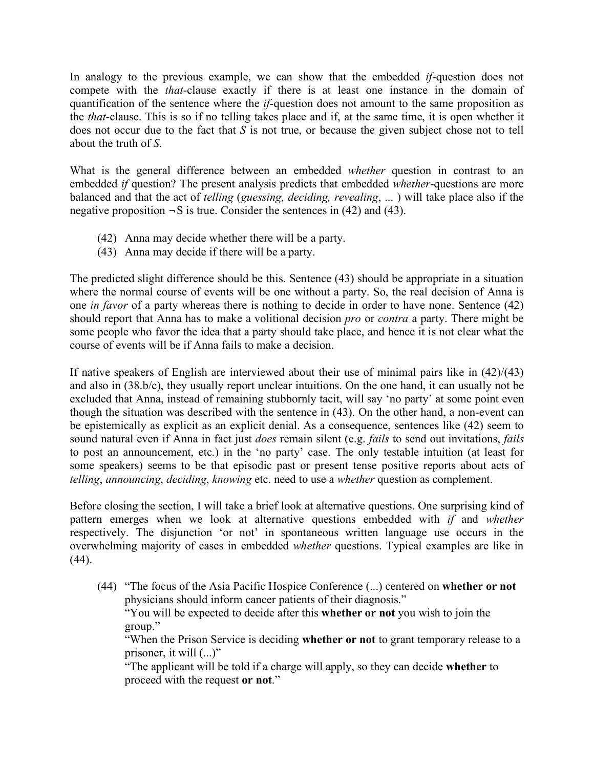In analogy to the previous example, we can show that the embedded *if*-question does not compete with the *that*-clause exactly if there is at least one instance in the domain of quantification of the sentence where the *if*-question does not amount to the same proposition as the *that*-clause. This is so if no telling takes place and if, at the same time, it is open whether it does not occur due to the fact that *S* is not true, or because the given subject chose not to tell about the truth of *S*.

What is the general difference between an embedded *whether* question in contrast to an embedded *if* question? The present analysis predicts that embedded *whether*-questions are more balanced and that the act of *telling* (*guessing, deciding, revealing*, ... ) will take place also if the negative proposition $\neg$S is true. Consider the sentences in (42) and (43).

(42) Anna may decide whether there will be a party.
(43) Anna may decide if there will be a party.

The predicted slight difference should be this. Sentence (43) should be appropriate in a situation where the normal course of events will be one without a party. So, the real decision of Anna is one *in favor* of a party whereas there is nothing to decide in order to have none. Sentence (42) should report that Anna has to make a volitional decision *pro* or *contra* a party. There might be some people who favor the idea that a party should take place, and hence it is not clear what the course of events will be if Anna fails to make a decision.

If native speakers of English are interviewed about their use of minimal pairs like in (42)/(43) and also in (38.b/c), they usually report unclear intuitions. On the one hand, it can usually not be excluded that Anna, instead of remaining stubbornly tacit, will say 'no party' at some point even though the situation was described with the sentence in (43). On the other hand, a non-event can be epistemically as explicit as an explicit denial. As a consequence, sentences like (42) seem to sound natural even if Anna in fact just *does* remain silent (e.g. *fails* to send out invitations, *fails* to post an announcement, etc.) in the 'no party' case. The only testable intuition (at least for some speakers) seems to be that episodic past or present tense positive reports about acts of *telling*, *announcing*, *deciding*, *knowing* etc. need to use a *whether* question as complement.

Before closing the section, I will take a brief look at alternative questions. One surprising kind of pattern emerges when we look at alternative questions embedded with *if* and *whether* respectively. The disjunction 'or not' in spontaneous written language use occurs in the overwhelming majority of cases in embedded *whether* questions. Typical examples are like in (44).

(44) "The focus of the Asia Pacific Hospice Conference (...) centered on **whether or not** physicians should inform cancer patients of their diagnosis."
"You will be expected to decide after this **whether or not** you wish to join the group."
"When the Prison Service is deciding **whether or not** to grant temporary release to a prisoner, it will (...)"
"The applicant will be told if a charge will apply, so they can decide **whether** to proceed with the request **or not**."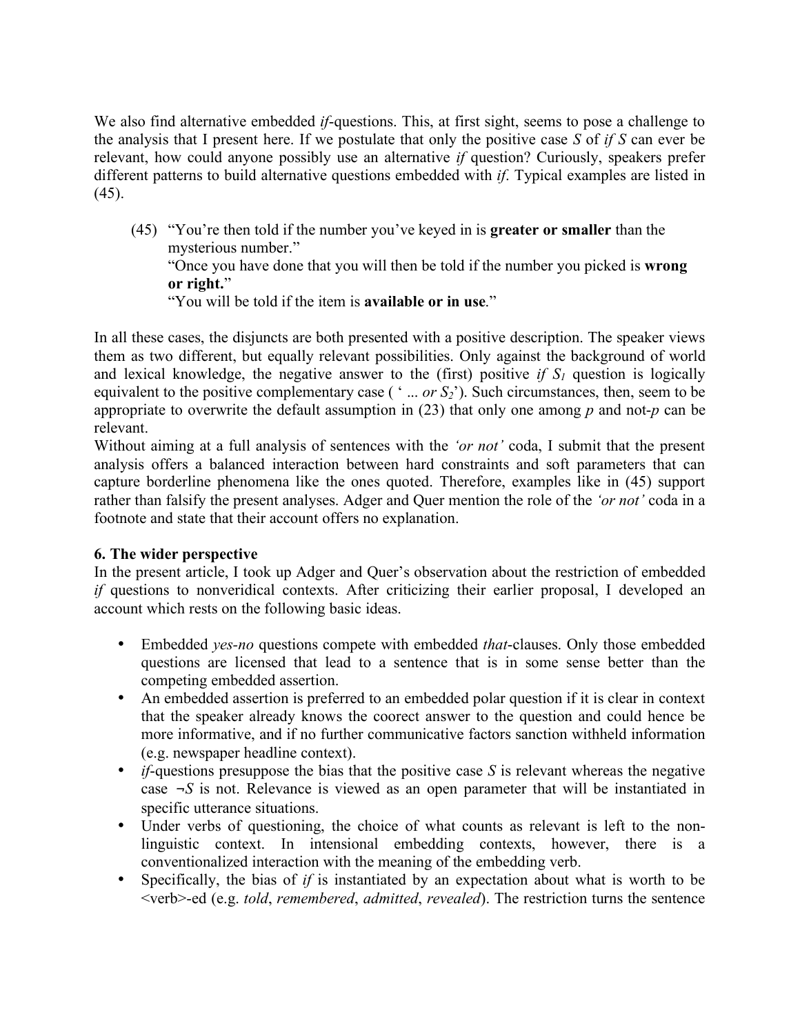We also find alternative embedded *if*-questions. This, at first sight, seems to pose a challenge to the analysis that I present here. If we postulate that only the positive case *S* of *if S* can ever be relevant, how could anyone possibly use an alternative *if* question? Curiously, speakers prefer different patterns to build alternative questions embedded with *if*. Typical examples are listed in (45).

(45) "You're then told if the number you've keyed in is **greater or smaller** than the mysterious number."
"Once you have done that you will then be told if the number you picked is **wrong or right.**"
"You will be told if the item is **available or in use**."

In all these cases, the disjuncts are both presented with a positive description. The speaker views them as two different, but equally relevant possibilities. Only against the background of world and lexical knowledge, the negative answer to the (first) positive *if* $S_1$ question is logically equivalent to the positive complementary case ( ' ... *or* $S_2$'). Such circumstances, then, seem to be appropriate to overwrite the default assumption in (23) that only one among *p* and not-*p* can be relevant.
Without aiming at a full analysis of sentences with the *'or not'* coda, I submit that the present analysis offers a balanced interaction between hard constraints and soft parameters that can capture borderline phenomena like the ones quoted. Therefore, examples like in (45) support rather than falsify the present analyses. Adger and Quer mention the role of the *'or not'* coda in a footnote and state that their account offers no explanation.

**6. The wider perspective**

In the present article, I took up Adger and Quer's observation about the restriction of embedded *if* questions to nonveridical contexts. After criticizing their earlier proposal, I developed an account which rests on the following basic ideas.

- Embedded *yes-no* questions compete with embedded *that*-clauses. Only those embedded questions are licensed that lead to a sentence that is in some sense better than the competing embedded assertion.
- An embedded assertion is preferred to an embedded polar question if it is clear in context that the speaker already knows the coorect answer to the question and could hence be more informative, and if no further communicative factors sanction withheld information (e.g. newspaper headline context).
- *if*-questions presuppose the bias that the positive case *S* is relevant whereas the negative case $\neg S$ is not. Relevance is viewed as an open parameter that will be instantiated in specific utterance situations.
- Under verbs of questioning, the choice of what counts as relevant is left to the non-linguistic context. In intensional embedding contexts, however, there is a conventionalized interaction with the meaning of the embedding verb.
- Specifically, the bias of *if* is instantiated by an expectation about what is worth to be <verb>-ed (e.g. *told*, *remembered*, *admitted*, *revealed*). The restriction turns the sentence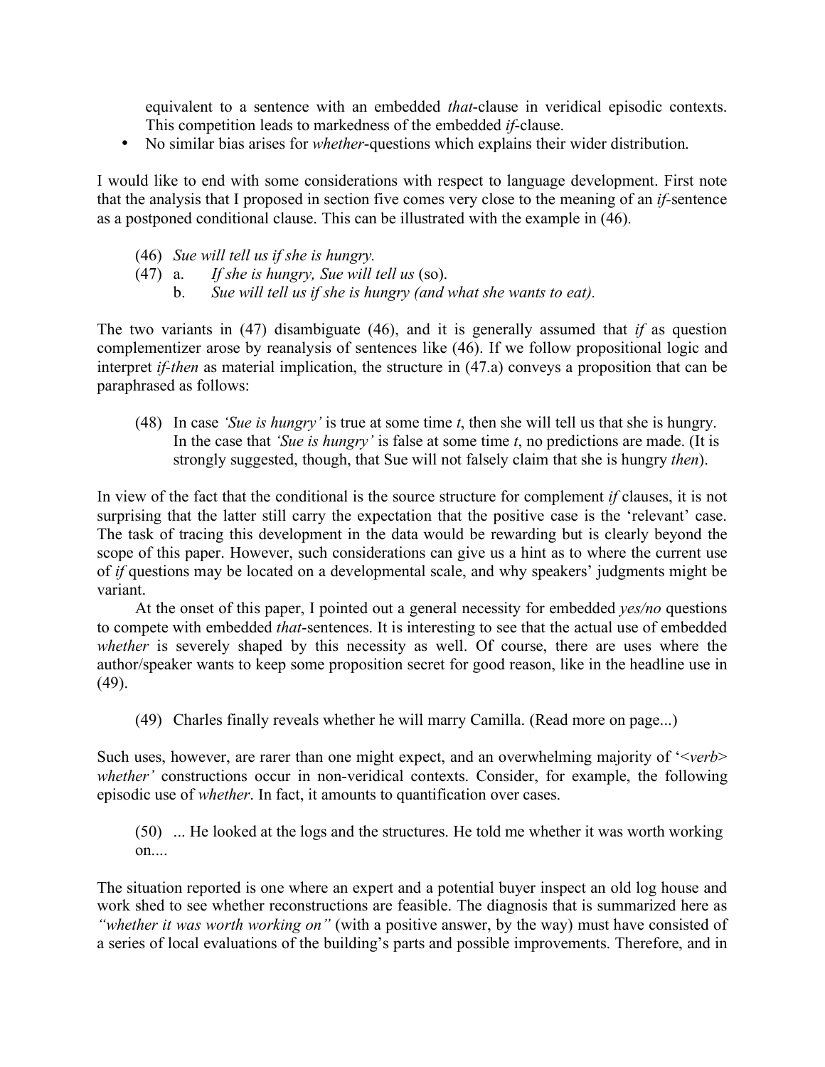equivalent to a sentence with an embedded *that*-clause in veridical episodic contexts. This competition leads to markedness of the embedded *if*-clause.

- No similar bias arises for *whether*-questions which explains their wider distribution.

I would like to end with some considerations with respect to language development. First note that the analysis that I proposed in section five comes very close to the meaning of an *if*-sentence as a postponed conditional clause. This can be illustrated with the example in (46).

(46) *Sue will tell us if she is hungry.*

(47) a. *If she is hungry, Sue will tell us* (so).

b. *Sue will tell us if she is hungry (and what she wants to eat).*

The two variants in (47) disambiguate (46), and it is generally assumed that *if* as question complementizer arose by reanalysis of sentences like (46). If we follow propositional logic and interpret *if-then* as material implication, the structure in (47.a) conveys a proposition that can be paraphrased as follows:

(48) In case *'Sue is hungry'* is true at some time *t*, then she will tell us that she is hungry. In the case that *'Sue is hungry'* is false at some time *t*, no predictions are made. (It is strongly suggested, though, that Sue will not falsely claim that she is hungry *then*).

In view of the fact that the conditional is the source structure for complement *if* clauses, it is not surprising that the latter still carry the expectation that the positive case is the 'relevant' case. The task of tracing this development in the data would be rewarding but is clearly beyond the scope of this paper. However, such considerations can give us a hint as to where the current use of *if* questions may be located on a developmental scale, and why speakers' judgments might be variant.

At the onset of this paper, I pointed out a general necessity for embedded *yes/no* questions to compete with embedded *that*-sentences. It is interesting to see that the actual use of embedded *whether* is severely shaped by this necessity as well. Of course, there are uses where the author/speaker wants to keep some proposition secret for good reason, like in the headline use in (49).

(49) Charles finally reveals whether he will marry Camilla. (Read more on page...)

Such uses, however, are rarer than one might expect, and an overwhelming majority of '<*verb*> *whether'* constructions occur in non-veridical contexts. Consider, for example, the following episodic use of *whether*. In fact, it amounts to quantification over cases.

(50) ... He looked at the logs and the structures. He told me whether it was worth working on....

The situation reported is one where an expert and a potential buyer inspect an old log house and work shed to see whether reconstructions are feasible. The diagnosis that is summarized here as *"whether it was worth working on"* (with a positive answer, by the way) must have consisted of a series of local evaluations of the building's parts and possible improvements. Therefore, and in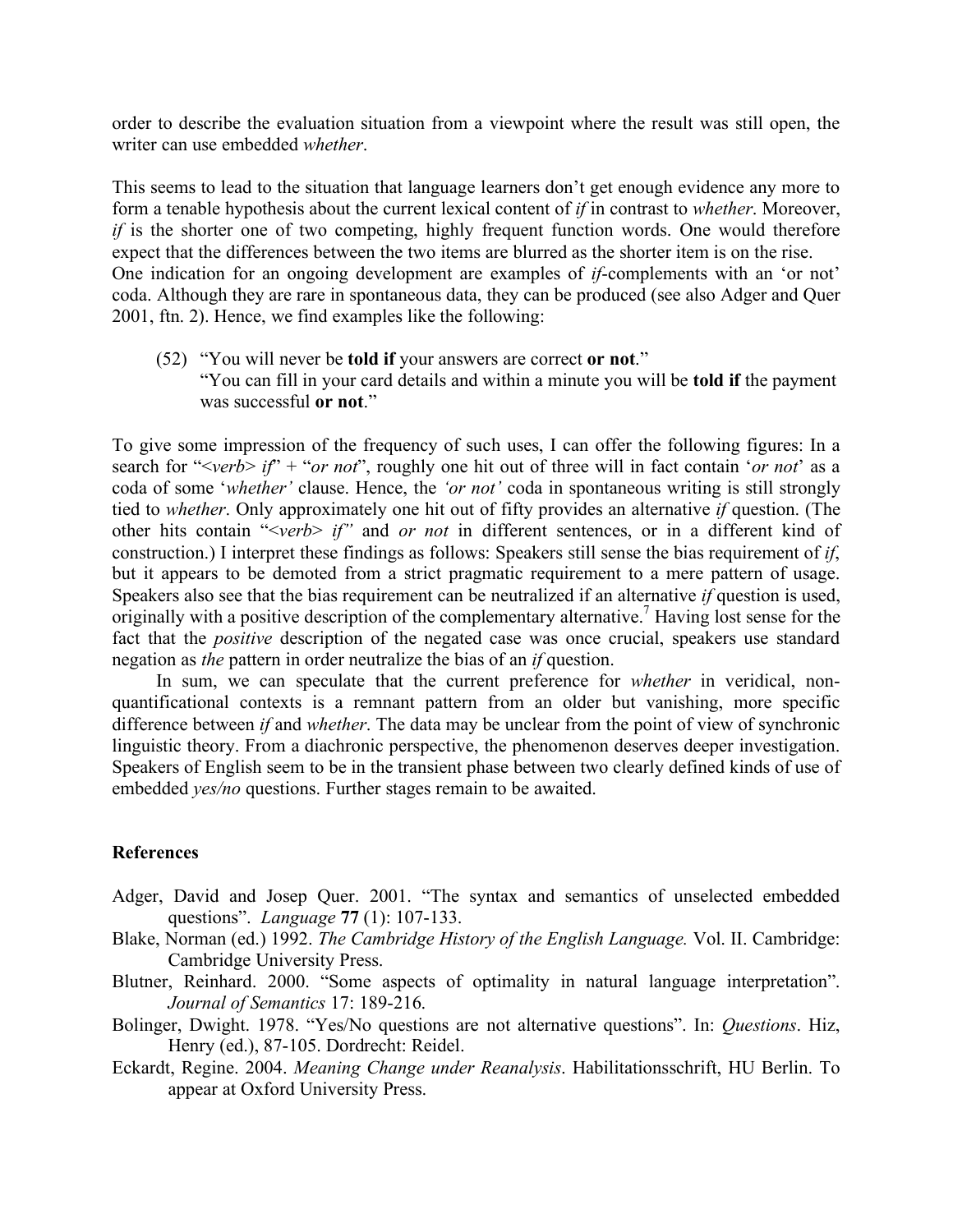order to describe the evaluation situation from a viewpoint where the result was still open, the writer can use embedded *whether*.

This seems to lead to the situation that language learners don't get enough evidence any more to form a tenable hypothesis about the current lexical content of *if* in contrast to *whether*. Moreover, *if* is the shorter one of two competing, highly frequent function words. One would therefore expect that the differences between the two items are blurred as the shorter item is on the rise.
One indication for an ongoing development are examples of *if*-complements with an 'or not' coda. Although they are rare in spontaneous data, they can be produced (see also Adger and Quer 2001, ftn. 2). Hence, we find examples like the following:

(52) "You will never be **told if** your answers are correct **or not**."
"You can fill in your card details and within a minute you will be **told if** the payment was successful **or not**."

To give some impression of the frequency of such uses, I can offer the following figures: In a search for "<*verb*> *if*" + "*or not*", roughly one hit out of three will in fact contain '*or not*' as a coda of some '*whether'* clause. Hence, the *'or not'* coda in spontaneous writing is still strongly tied to *whether*. Only approximately one hit out of fifty provides an alternative *if* question. (The other hits contain "<*verb*> *if"* and *or not* in different sentences, or in a different kind of construction.) I interpret these findings as follows: Speakers still sense the bias requirement of *if*, but it appears to be demoted from a strict pragmatic requirement to a mere pattern of usage. Speakers also see that the bias requirement can be neutralized if an alternative *if* question is used, originally with a positive description of the complementary alternative.[7] Having lost sense for the fact that the *positive* description of the negated case was once crucial, speakers use standard negation as *the* pattern in order neutralize the bias of an *if* question.

In sum, we can speculate that the current preference for *whether* in veridical, non-quantificational contexts is a remnant pattern from an older but vanishing, more specific difference between *if* and *whether*. The data may be unclear from the point of view of synchronic linguistic theory. From a diachronic perspective, the phenomenon deserves deeper investigation. Speakers of English seem to be in the transient phase between two clearly defined kinds of use of embedded *yes/no* questions. Further stages remain to be awaited.

### References

Adger, David and Josep Quer. 2001. "The syntax and semantics of unselected embedded questions". *Language* **77** (1): 107-133.

Blake, Norman (ed.) 1992. *The Cambridge History of the English Language.* Vol. II. Cambridge: Cambridge University Press.

Blutner, Reinhard. 2000. "Some aspects of optimality in natural language interpretation". *Journal of Semantics* 17: 189-216.

Bolinger, Dwight. 1978. "Yes/No questions are not alternative questions". In: *Questions*. Hiz, Henry (ed.), 87-105. Dordrecht: Reidel.

Eckardt, Regine. 2004. *Meaning Change under Reanalysis*. Habilitationsschrift, HU Berlin. To appear at Oxford University Press.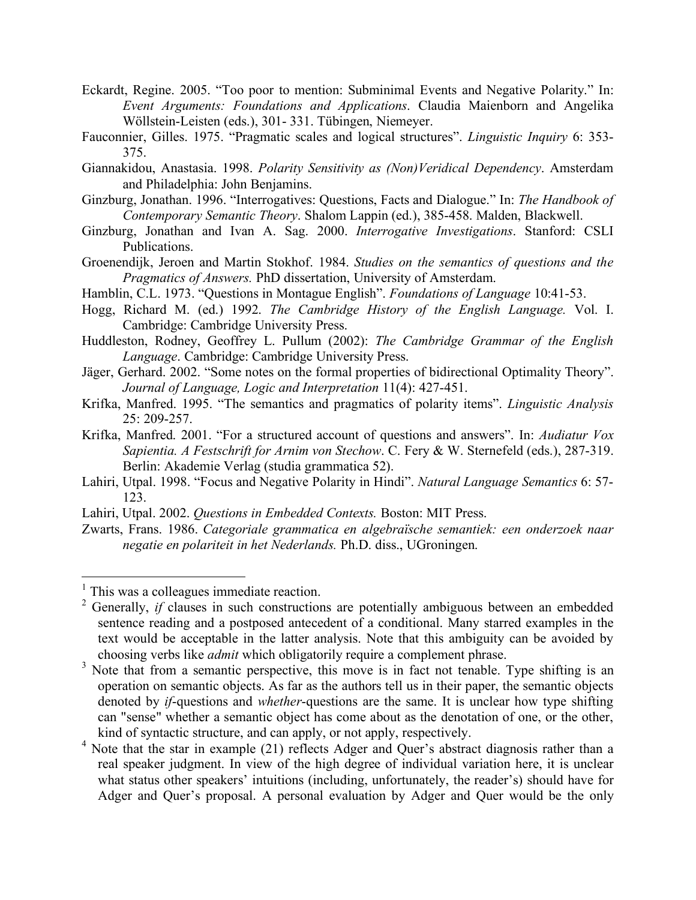Eckardt, Regine. 2005. "Too poor to mention: Subminimal Events and Negative Polarity." In: *Event Arguments: Foundations and Applications*. Claudia Maienborn and Angelika Wöllstein-Leisten (eds.), 301- 331. Tübingen, Niemeyer.

Fauconnier, Gilles. 1975. "Pragmatic scales and logical structures". *Linguistic Inquiry* 6: 353-375.

Giannakidou, Anastasia. 1998. *Polarity Sensitivity as (Non)Veridical Dependency*. Amsterdam and Philadelphia: John Benjamins.

Ginzburg, Jonathan. 1996. "Interrogatives: Questions, Facts and Dialogue." In: *The Handbook of Contemporary Semantic Theory*. Shalom Lappin (ed.), 385-458. Malden, Blackwell.

Ginzburg, Jonathan and Ivan A. Sag. 2000. *Interrogative Investigations*. Stanford: CSLI Publications.

Groenendijk, Jeroen and Martin Stokhof. 1984. *Studies on the semantics of questions and the Pragmatics of Answers.* PhD dissertation, University of Amsterdam.

Hamblin, C.L. 1973. "Questions in Montague English". *Foundations of Language* 10:41-53.

Hogg, Richard M. (ed.) 1992. *The Cambridge History of the English Language.* Vol. I. Cambridge: Cambridge University Press.

Huddleston, Rodney, Geoffrey L. Pullum (2002): *The Cambridge Grammar of the English Language*. Cambridge: Cambridge University Press.

Jäger, Gerhard. 2002. "Some notes on the formal properties of bidirectional Optimality Theory". *Journal of Language, Logic and Interpretation* 11(4): 427-451.

Krifka, Manfred. 1995. "The semantics and pragmatics of polarity items". *Linguistic Analysis* 25: 209-257.

Krifka, Manfred. 2001. "For a structured account of questions and answers". In: *Audiatur Vox Sapientia. A Festschrift for Arnim von Stechow*. C. Fery & W. Sternefeld (eds.), 287-319. Berlin: Akademie Verlag (studia grammatica 52).

Lahiri, Utpal. 1998. "Focus and Negative Polarity in Hindi". *Natural Language Semantics* 6: 57-123.

Lahiri, Utpal. 2002. *Questions in Embedded Contexts.* Boston: MIT Press.

Zwarts, Frans. 1986. *Categoriale grammatica en algebraïsche semantiek: een onderzoek naar negatie en polariteit in het Nederlands.* Ph.D. diss., UGroningen.

---

[1] This was a colleagues immediate reaction.

[2] Generally, *if* clauses in such constructions are potentially ambiguous between an embedded sentence reading and a postposed antecedent of a conditional. Many starred examples in the text would be acceptable in the latter analysis. Note that this ambiguity can be avoided by choosing verbs like *admit* which obligatorily require a complement phrase.

[3] Note that from a semantic perspective, this move is in fact not tenable. Type shifting is an operation on semantic objects. As far as the authors tell us in their paper, the semantic objects denoted by *if*-questions and *whether*-questions are the same. It is unclear how type shifting can "sense" whether a semantic object has come about as the denotation of one, or the other, kind of syntactic structure, and can apply, or not apply, respectively.

[4] Note that the star in example (21) reflects Adger and Quer's abstract diagnosis rather than a real speaker judgment. In view of the high degree of individual variation here, it is unclear what status other speakers' intuitions (including, unfortunately, the reader's) should have for Adger and Quer's proposal. A personal evaluation by Adger and Quer would be the only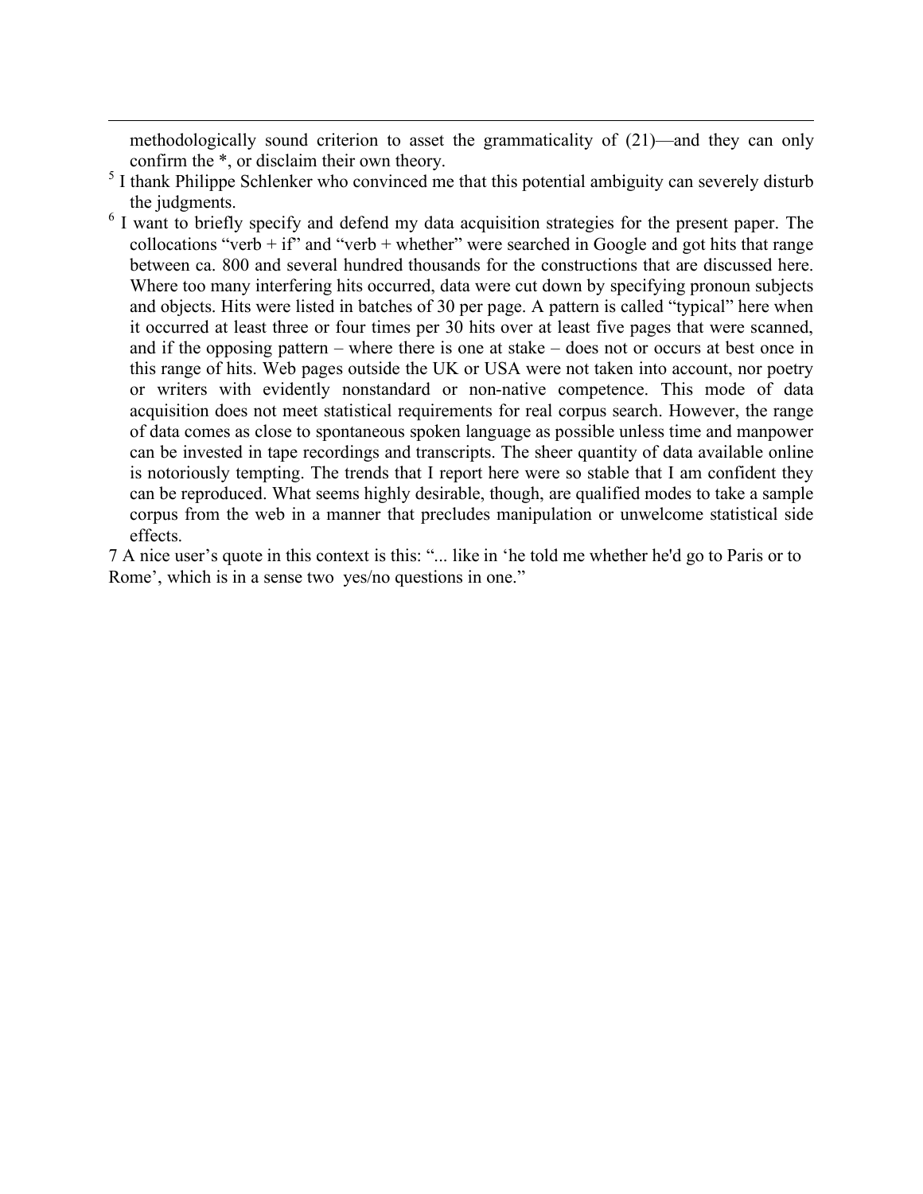methodologically sound criterion to asset the grammaticality of (21)—and they can only confirm the *, or disclaim their own theory.

[5] I thank Philippe Schlenker who convinced me that this potential ambiguity can severely disturb the judgments.

[6] I want to briefly specify and defend my data acquisition strategies for the present paper. The collocations "verb + if" and "verb + whether" were searched in Google and got hits that range between ca. 800 and several hundred thousands for the constructions that are discussed here. Where too many interfering hits occurred, data were cut down by specifying pronoun subjects and objects. Hits were listed in batches of 30 per page. A pattern is called "typical" here when it occurred at least three or four times per 30 hits over at least five pages that were scanned, and if the opposing pattern – where there is one at stake – does not or occurs at best once in this range of hits. Web pages outside the UK or USA were not taken into account, nor poetry or writers with evidently nonstandard or non-native competence. This mode of data acquisition does not meet statistical requirements for real corpus search. However, the range of data comes as close to spontaneous spoken language as possible unless time and manpower can be invested in tape recordings and transcripts. The sheer quantity of data available online is notoriously tempting. The trends that I report here were so stable that I am confident they can be reproduced. What seems highly desirable, though, are qualified modes to take a sample corpus from the web in a manner that precludes manipulation or unwelcome statistical side effects.

7 A nice user's quote in this context is this: "... like in 'he told me whether he'd go to Paris or to Rome', which is in a sense two yes/no questions in one."